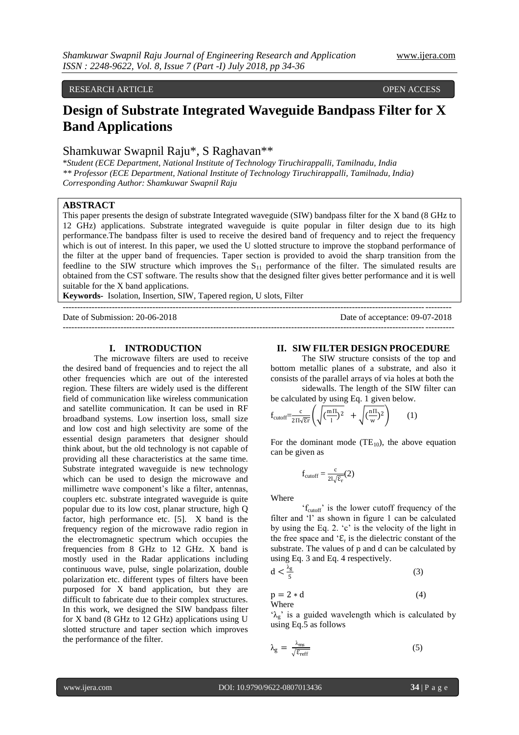RESEARCH ARTICLE OPEN ACCESS

# Design of Substrate Integrated Waveguide Bandpass Filter for X Band Applications

Shamkuwar Swapnil Raju*, S Raghavan**

*Student (ECE Department, National Institute of Technology Tiruchirappalli, Tamilnadu, India*
*** Professor (ECE Department, National Institute of Technology Tiruchirappalli, Tamilnadu, India)*
*Corresponding Author: Shamkuwar Swapnil Raju*

## ABSTRACT

This paper presents the design of substrate Integrated waveguide (SIW) bandpass filter for the X band (8 GHz to 12 GHz) applications. Substrate integrated waveguide is quite popular in filter design due to its high performance.The bandpass filter is used to receive the desired band of frequency and to reject the frequency which is out of interest. In this paper, we used the U slotted structure to improve the stopband performance of the filter at the upper band of frequencies. Taper section is provided to avoid the sharp transition from the feedline to the SIW structure which improves the $S_{11}$ performance of the filter. The simulated results are obtained from the CST software. The results show that the designed filter gives better performance and it is well suitable for the X band applications.

**Keywords-** Isolation, Insertion, SIW, Tapered region, U slots, Filter

---

Date of Submission: 20-06-2018 Date of acceptance: 09-07-2018

---

## I. INTRODUCTION

The microwave filters are used to receive the desired band of frequencies and to reject the all other frequencies which are out of the interested region. These filters are widely used is the different field of communication like wireless communication and satellite communication. It can be used in RF broadband systems. Low insertion loss, small size and low cost and high selectivity are some of the essential design parameters that designer should think about, but the old technology is not capable of providing all these characteristics at the same time. Substrate integrated waveguide is new technology which can be used to design the microwave and millimetre wave component's like a filter, antennas, couplers etc. substrate integrated waveguide is quite popular due to its low cost, planar structure, high Q factor, high performance etc. [5]. X band is the frequency region of the microwave radio region in the electromagnetic spectrum which occupies the frequencies from 8 GHz to 12 GHz. X band is mostly used in the Radar applications including continuous wave, pulse, single polarization, double polarization etc. different types of filters have been purposed for X band application, but they are difficult to fabricate due to their complex structures. In this work, we designed the SIW bandpass filter for X band (8 GHz to 12 GHz) applications using U slotted structure and taper section which improves the performance of the filter.

## II. SIW FILTER DESIGN PROCEDURE

The SIW structure consists of the top and bottom metallic planes of a substrate, and also it consists of the parallel arrays of via holes at both the sidewalls. The length of the SIW filter can be calculated by using Eq. 1 given below.

$$f_{cutoff}=\frac{c}{2\Pi\sqrt{\varepsilon r}}\left(\sqrt{(\frac{m\Pi}{l})^2}+\sqrt{(\frac{n\Pi}{w})^2}\right) \quad (1)$$

For the dominant mode ($TE_{10}$), the above equation can be given as

$$f_{cutoff}=\frac{c}{2l\sqrt{\varepsilon_r}} \quad (2)$$

Where

'$f_{cutoff}$' is the lower cutoff frequency of the filter and 'l' as shown in figure 1 can be calculated by using the Eq. 2. 'c' is the velocity of the light in the free space and '$\varepsilon_r$' is the dielectric constant of the substrate. The values of p and d can be calculated by using Eq. 3 and Eq. 4 respectively.

$$d<\frac{\lambda_g}{5} \quad (3)$$

$$p=2*d \quad (4)$$

Where

'$\lambda_g$' is a guided wavelength which is calculated by using Eq.5 as follows

$$\lambda_g=\frac{\lambda_{ms}}{\sqrt{\varepsilon_{reff}}} \quad (5)$$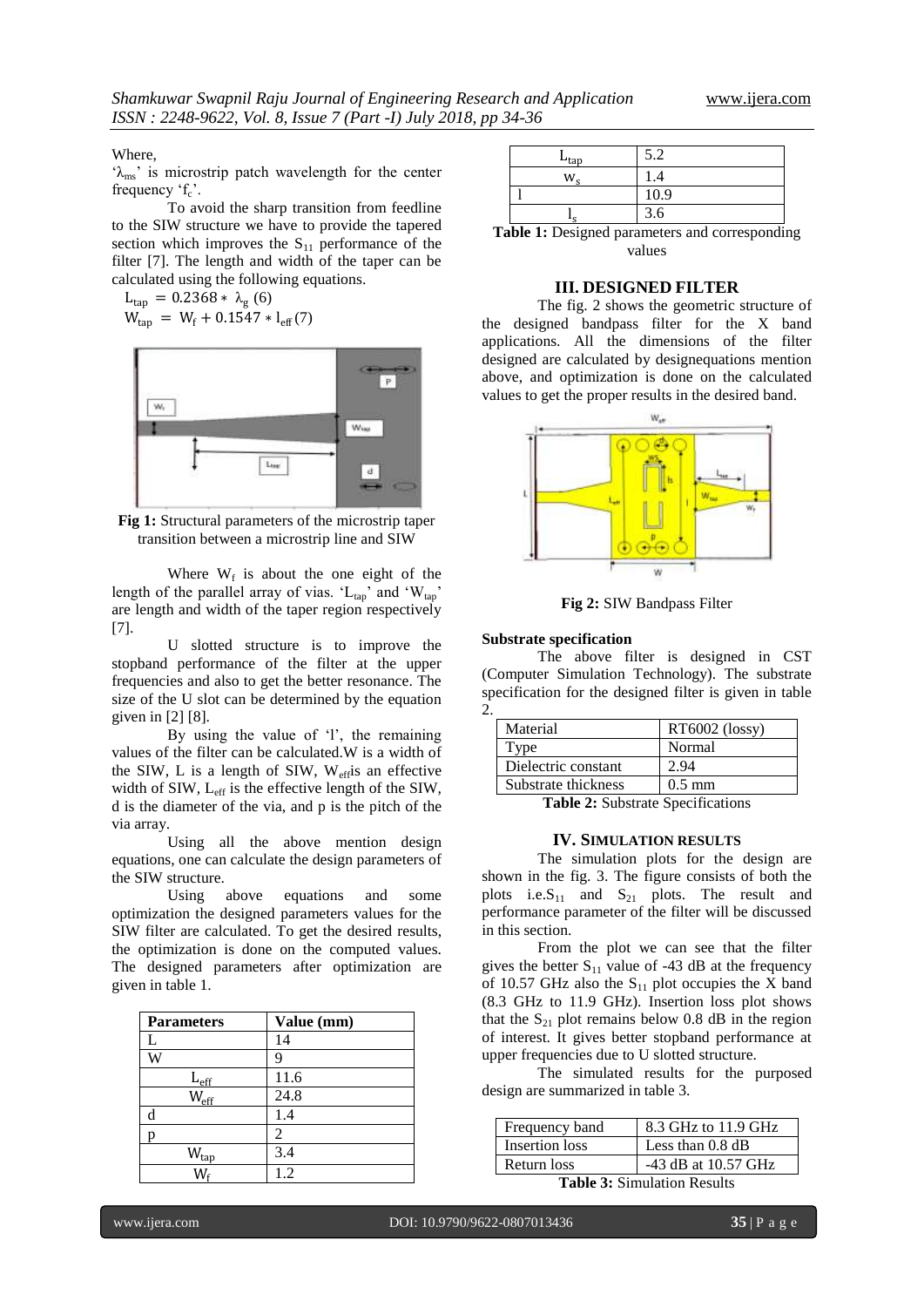Where,

'$\lambda_{ms}$' is microstrip patch wavelength for the center frequency '$f_c$'.

To avoid the sharp transition from feedline to the SIW structure we have to provide the tapered section which improves the $S_{11}$ performance of the filter [7]. The length and width of the taper can be calculated using the following equations.

$$L_{tap} = 0.2368 * \lambda_g \quad (6)$$

$$W_{tap} = W_f + 0.1547 * l_{eff} \quad (7)$$

**Fig 1:** Structural parameters of the microstrip taper transition between a microstrip line and SIW

Where $W_f$ is about the one eight of the length of the parallel array of vias. '$L_{tap}$' and '$W_{tap}$' are length and width of the taper region respectively [7].

U slotted structure is to improve the stopband performance of the filter at the upper frequencies and also to get the better resonance. The size of the U slot can be determined by the equation given in [2] [8].

By using the value of 'l', the remaining values of the filter can be calculated. W is a width of the SIW, L is a length of SIW, $W_{eff}$ is an effective width of SIW, $L_{eff}$ is the effective length of the SIW, d is the diameter of the via, and p is the pitch of the via array.

Using all the above mention design equations, one can calculate the design parameters of the SIW structure.

Using above equations and some optimization the designed parameters values for the SIW filter are calculated. To get the desired results, the optimization is done on the computed values. The designed parameters after optimization are given in table 1.

| Parameters | Value (mm) |
|---|---|
| L | 14 |
| W | 9 |
| $L_{eff}$ | 11.6 |
| $W_{eff}$ | 24.8 |
| d | 1.4 |
| p | 2 |
| $W_{tap}$ | 3.4 |
| $W_f$ | 1.2 |
| $L_{tap}$ | 5.2 |
| $w_s$ | 1.4 |
| l | 10.9 |
| $l_s$ | 3.6 |

**Table 1:** Designed parameters and corresponding values

## III. DESIGNED FILTER

The fig. 2 shows the geometric structure of the designed bandpass filter for the X band applications. All the dimensions of the filter designed are calculated by designequations mention above, and optimization is done on the calculated values to get the proper results in the desired band.

**Fig 2:** SIW Bandpass Filter

### Substrate specification

The above filter is designed in CST (Computer Simulation Technology). The substrate specification for the designed filter is given in table 2.

| Material | RT6002 (lossy) |
|---|---|
| Type | Normal |
| Dielectric constant | 2.94 |
| Substrate thickness | 0.5 mm |

**Table 2:** Substrate Specifications

## IV. SIMULATION RESULTS

The simulation plots for the design are shown in the fig. 3. The figure consists of both the plots i.e.$S_{11}$ and $S_{21}$ plots. The result and performance parameter of the filter will be discussed in this section.

From the plot we can see that the filter gives the better $S_{11}$ value of -43 dB at the frequency of 10.57 GHz also the $S_{11}$ plot occupies the X band (8.3 GHz to 11.9 GHz). Insertion loss plot shows that the $S_{21}$ plot remains below 0.8 dB in the region of interest. It gives better stopband performance at upper frequencies due to U slotted structure.

The simulated results for the purposed design are summarized in table 3.

| Frequency band | 8.3 GHz to 11.9 GHz |
|---|---|
| Insertion loss | Less than 0.8 dB |
| Return loss | -43 dB at 10.57 GHz |

**Table 3:** Simulation Results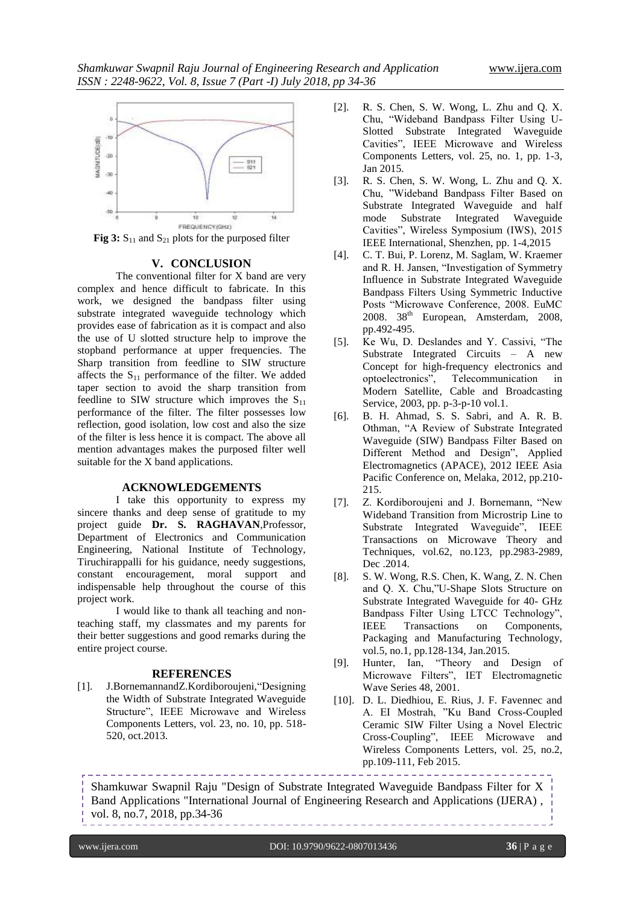0
-10
-20
-30
-40
-50
MAGNITUDE(dB)
S11
S21
FREQUENCY(GHz)

**Fig 3:** $S_{11}$ and $S_{21}$ plots for the purposed filter

## V. CONCLUSION

The conventional filter for X band are very complex and hence difficult to fabricate. In this work, we designed the bandpass filter using substrate integrated waveguide technology which provides ease of fabrication as it is compact and also the use of U slotted structure help to improve the stopband performance at upper frequencies. The Sharp transition from feedline to SIW structure affects the $S_{11}$ performance of the filter. We added taper section to avoid the sharp transition from feedline to SIW structure which improves the $S_{11}$ performance of the filter. The filter possesses low reflection, good isolation, low cost and also the size of the filter is less hence it is compact. The above all mention advantages makes the purposed filter well suitable for the X band applications.

## ACKNOWLEDGEMENTS

I take this opportunity to express my sincere thanks and deep sense of gratitude to my project guide **Dr. S. RAGHAVAN**,Professor, Department of Electronics and Communication Engineering, National Institute of Technology, Tiruchirappalli for his guidance, needy suggestions, constant encouragement, moral support and indispensable help throughout the course of this project work.

I would like to thank all teaching and non-teaching staff, my classmates and my parents for their better suggestions and good remarks during the entire project course.

## REFERENCES

[1]. J.BornemannandZ.Kordiboroujeni,"Designing the Width of Substrate Integrated Waveguide Structure", IEEE Microwave and Wireless Components Letters, vol. 23, no. 10, pp. 518-520, oct.2013.

[2]. R. S. Chen, S. W. Wong, L. Zhu and Q. X. Chu, "Wideband Bandpass Filter Using U-Slotted Substrate Integrated Waveguide Cavities", IEEE Microwave and Wireless Components Letters, vol. 25, no. 1, pp. 1-3, Jan 2015.

[3]. R. S. Chen, S. W. Wong, L. Zhu and Q. X. Chu, "Wideband Bandpass Filter Based on Substrate Integrated Waveguide and half mode Substrate Integrated Waveguide Cavities", Wireless Symposium (IWS), 2015 IEEE International, Shenzhen, pp. 1-4,2015

[4]. C. T. Bui, P. Lorenz, M. Saglam, W. Kraemer and R. H. Jansen, "Investigation of Symmetry Influence in Substrate Integrated Waveguide Bandpass Filters Using Symmetric Inductive Posts "Microwave Conference, 2008. EuMC 2008. 38th European, Amsterdam, 2008, pp.492-495.

[5]. Ke Wu, D. Deslandes and Y. Cassivi, "The Substrate Integrated Circuits – A new Concept for high-frequency electronics and optoelectronics", Telecommunication in Modern Satellite, Cable and Broadcasting Service, 2003, pp. p-3-p-10 vol.1.

[6]. B. H. Ahmad, S. S. Sabri, and A. R. B. Othman, "A Review of Substrate Integrated Waveguide (SIW) Bandpass Filter Based on Different Method and Design", Applied Electromagnetics (APACE), 2012 IEEE Asia Pacific Conference on, Melaka, 2012, pp.210-215.

[7]. Z. Kordiboroujeni and J. Bornemann, "New Wideband Transition from Microstrip Line to Substrate Integrated Waveguide", IEEE Transactions on Microwave Theory and Techniques, vol.62, no.123, pp.2983-2989, Dec .2014.

[8]. S. W. Wong, R.S. Chen, K. Wang, Z. N. Chen and Q. X. Chu,"U-Shape Slots Structure on Substrate Integrated Waveguide for 40- GHz Bandpass Filter Using LTCC Technology", IEEE Transactions on Components, Packaging and Manufacturing Technology, vol.5, no.1, pp.128-134, Jan.2015.

[9]. Hunter, Ian, "Theory and Design of Microwave Filters", IET Electromagnetic Wave Series 48, 2001.

[10]. D. L. Diedhiou, E. Rius, J. F. Favennec and A. EI Mostrah, "Ku Band Cross-Coupled Ceramic SIW Filter Using a Novel Electric Cross-Coupling", IEEE Microwave and Wireless Components Letters, vol. 25, no.2, pp.109-111, Feb 2015.

Shamkuwar Swapnil Raju "Design of Substrate Integrated Waveguide Bandpass Filter for X Band Applications "International Journal of Engineering Research and Applications (IJERA) , vol. 8, no.7, 2018, pp.34-36